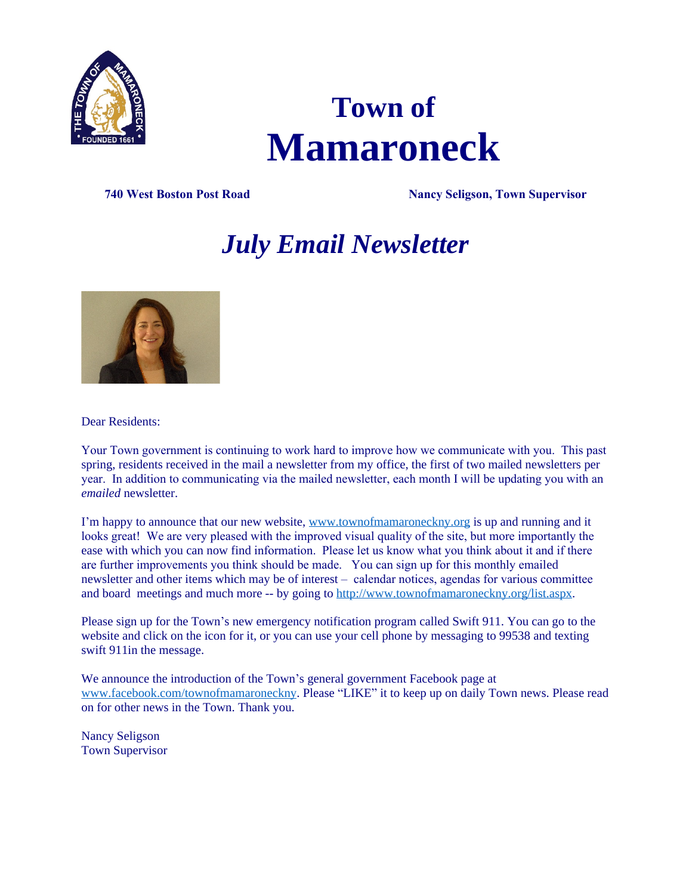# Town of Mamaroneck

**740 West Boston Post Road** **Nancy Seligson, Town Supervisor**

## *July Email Newsletter*

Dear Residents:

Your Town government is continuing to work hard to improve how we communicate with you. This past spring, residents received in the mail a newsletter from my office, the first of two mailed newsletters per year. In addition to communicating via the mailed newsletter, each month I will be updating you with an *emailed* newsletter.

I'm happy to announce that our new website, www.townofmamaroneckny.org is up and running and it looks great! We are very pleased with the improved visual quality of the site, but more importantly the ease with which you can now find information. Please let us know what you think about it and if there are further improvements you think should be made. You can sign up for this monthly emailed newsletter and other items which may be of interest – calendar notices, agendas for various committee and board meetings and much more -- by going to http://www.townofmamaroneckny.org/list.aspx.

Please sign up for the Town's new emergency notification program called Swift 911. You can go to the website and click on the icon for it, or you can use your cell phone by messaging to 99538 and texting swift 911in the message.

We announce the introduction of the Town's general government Facebook page at www.facebook.com/townofmamaroneckny. Please "LIKE" it to keep up on daily Town news. Please read on for other news in the Town. Thank you.

Nancy Seligson
Town Supervisor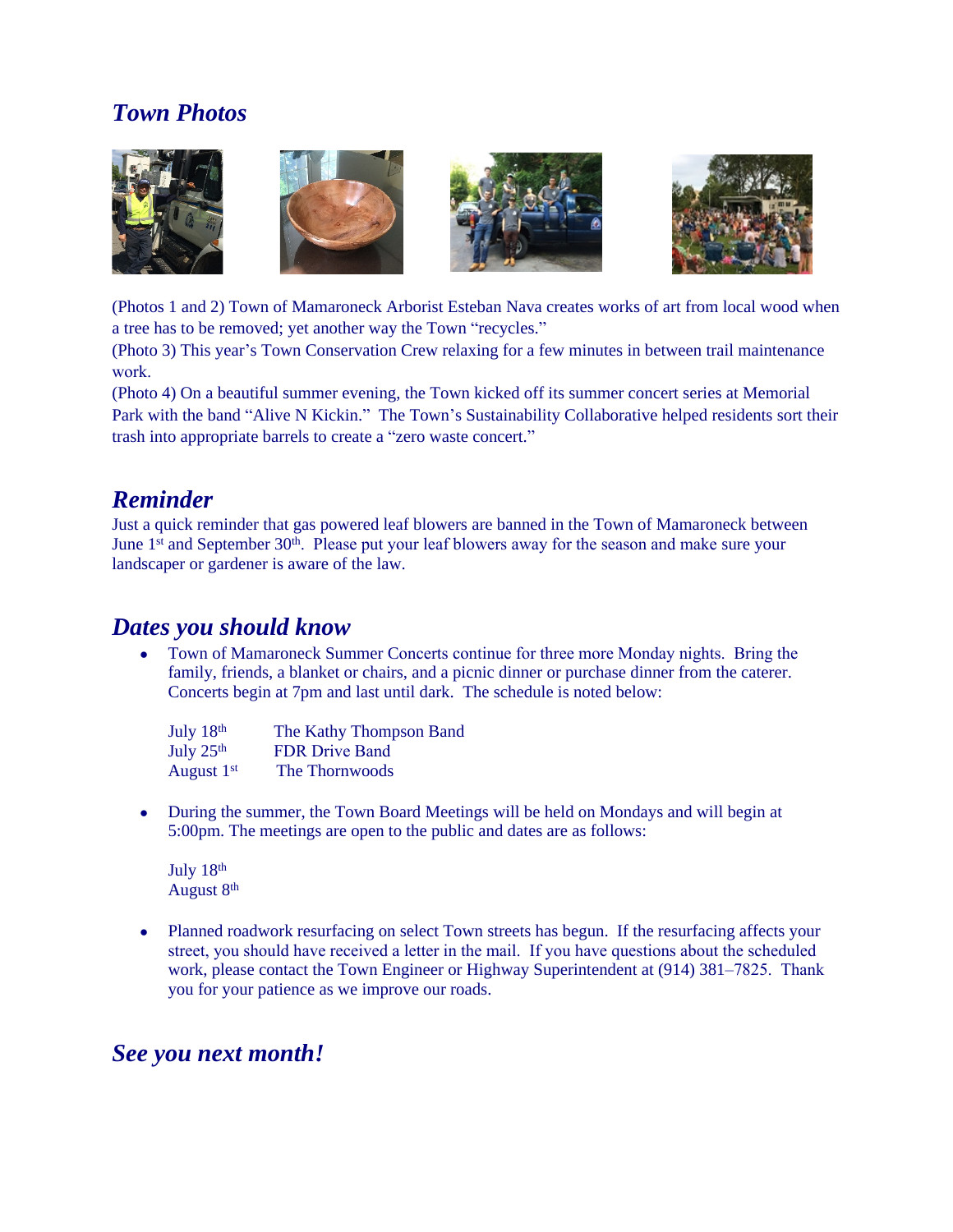## *Town Photos*

(Photos 1 and 2) Town of Mamaroneck Arborist Esteban Nava creates works of art from local wood when a tree has to be removed; yet another way the Town "recycles."
(Photo 3) This year's Town Conservation Crew relaxing for a few minutes in between trail maintenance work.
(Photo 4) On a beautiful summer evening, the Town kicked off its summer concert series at Memorial Park with the band "Alive N Kickin." The Town's Sustainability Collaborative helped residents sort their trash into appropriate barrels to create a "zero waste concert."

## *Reminder*

Just a quick reminder that gas powered leaf blowers are banned in the Town of Mamaroneck between June 1st and September 30th. Please put your leaf blowers away for the season and make sure your landscaper or gardener is aware of the law.

## *Dates you should know*

- Town of Mamaroneck Summer Concerts continue for three more Monday nights. Bring the family, friends, a blanket or chairs, and a picnic dinner or purchase dinner from the caterer. Concerts begin at 7pm and last until dark. The schedule is noted below:

  July 18th — The Kathy Thompson Band
  July 25th — FDR Drive Band
  August 1st — The Thornwoods

- During the summer, the Town Board Meetings will be held on Mondays and will begin at 5:00pm. The meetings are open to the public and dates are as follows:

  July 18th
  August 8th

- Planned roadwork resurfacing on select Town streets has begun. If the resurfacing affects your street, you should have received a letter in the mail. If you have questions about the scheduled work, please contact the Town Engineer or Highway Superintendent at (914) 381–7825. Thank you for your patience as we improve our roads.

## *See you next month!*